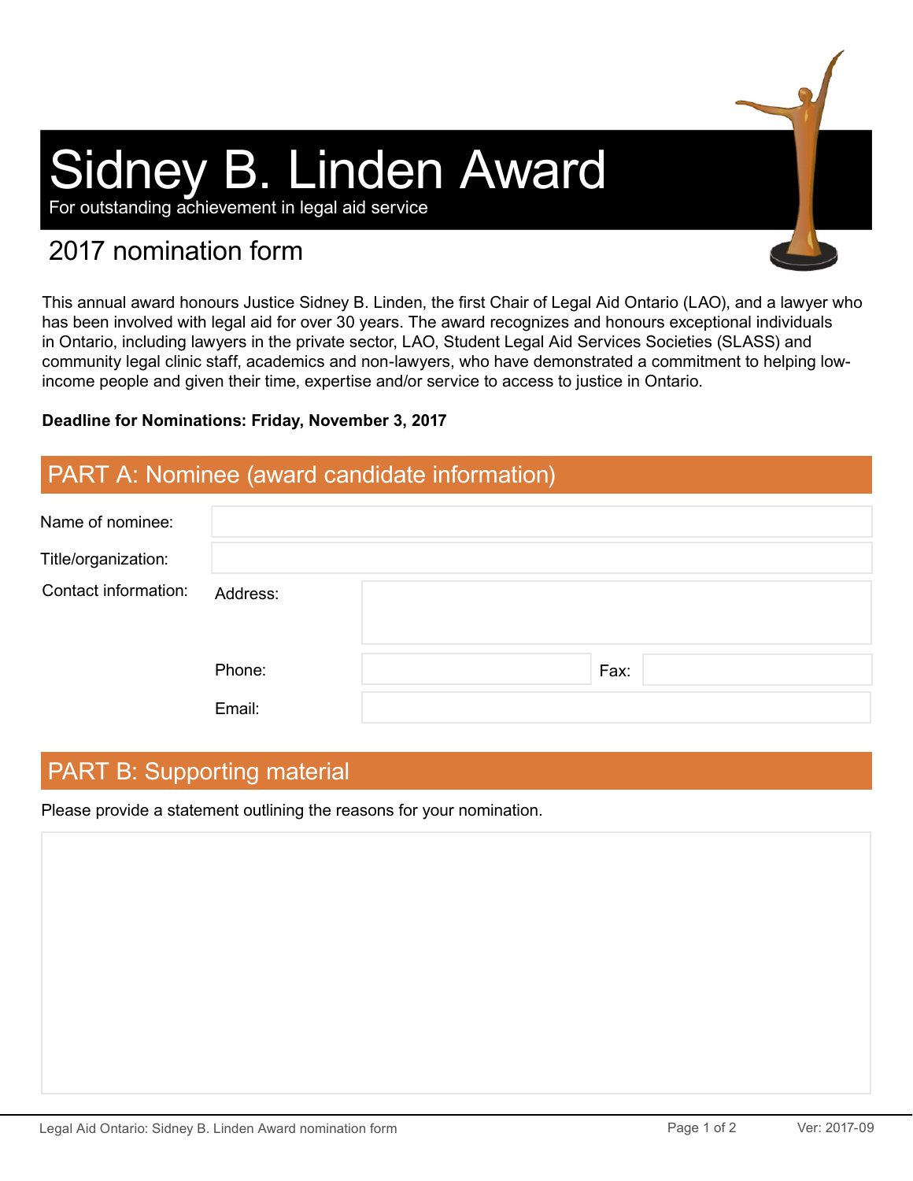# Sidney B. Linden Award

For outstanding achievement in legal aid service

## 2017 nomination form

This annual award honours Justice Sidney B. Linden, the first Chair of Legal Aid Ontario (LAO), and a lawyer who has been involved with legal aid for over 30 years. The award recognizes and honours exceptional individuals in Ontario, including lawyers in the private sector, LAO, Student Legal Aid Services Societies (SLASS) and community legal clinic staff, academics and non-lawyers, who have demonstrated a commitment to helping low-income people and given their time, expertise and/or service to access to justice in Ontario.

**Deadline for Nominations: Friday, November 3, 2017**

## PART A: Nominee (award candidate information)

Name of nominee:

Title/organization:

Contact information:

Address:

Phone: Fax:

Email:

## PART B: Supporting material

Please provide a statement outlining the reasons for your nomination.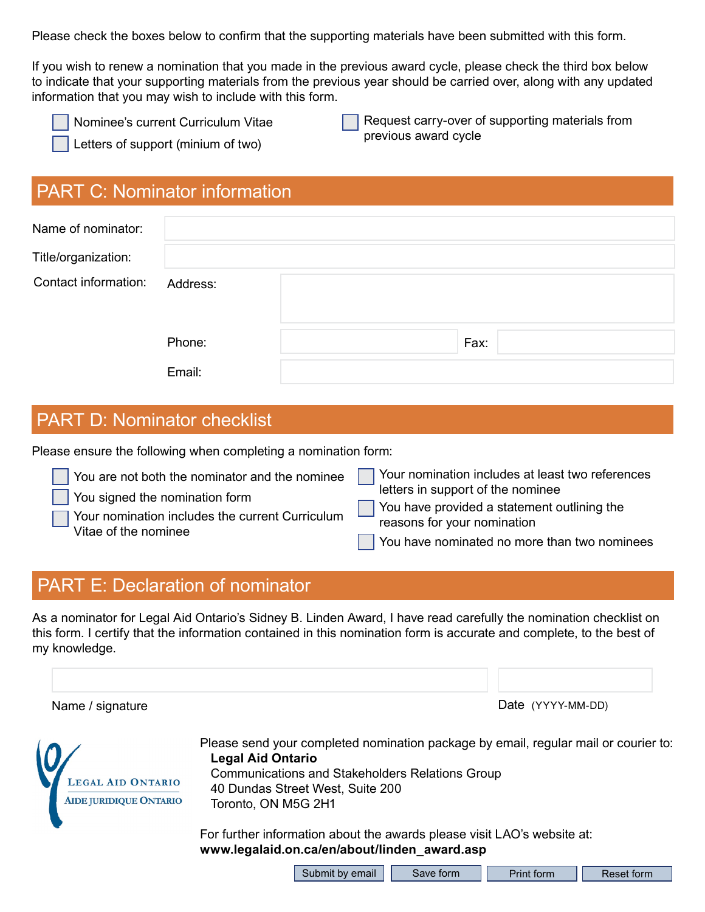Please check the boxes below to confirm that the supporting materials have been submitted with this form.

If you wish to renew a nomination that you made in the previous award cycle, please check the third box below to indicate that your supporting materials from the previous year should be carried over, along with any updated information that you may wish to include with this form.

- ☐ Nominee's current Curriculum Vitae
- ☐ Letters of support (minium of two)
- ☐ Request carry-over of supporting materials from previous award cycle

## PART C: Nominator information

Name of nominator:

Title/organization:

Contact information:

Address:

Phone: Fax:

Email:

## PART D: Nominator checklist

Please ensure the following when completing a nomination form:

- ☐ You are not both the nominator and the nominee
- ☐ You signed the nomination form
- ☐ Your nomination includes the current Curriculum Vitae of the nominee
- ☐ Your nomination includes at least two references letters in support of the nominee
- ☐ You have provided a statement outlining the reasons for your nomination
- ☐ You have nominated no more than two nominees

## PART E: Declaration of nominator

As a nominator for Legal Aid Ontario's Sidney B. Linden Award, I have read carefully the nomination checklist on this form. I certify that the information contained in this nomination form is accurate and complete, to the best of my knowledge.

Name / signature

Date (YYYY-MM-DD)

LEGAL AID ONTARIO
AIDE JURIDIQUE ONTARIO

Please send your completed nomination package by email, regular mail or courier to:

**Legal Aid Ontario**
Communications and Stakeholders Relations Group
40 Dundas Street West, Suite 200
Toronto, ON M5G 2H1

For further information about the awards please visit LAO's website at:
**www.legalaid.on.ca/en/about/linden_award.asp**

Submit by email | Save form | Print form | Reset form